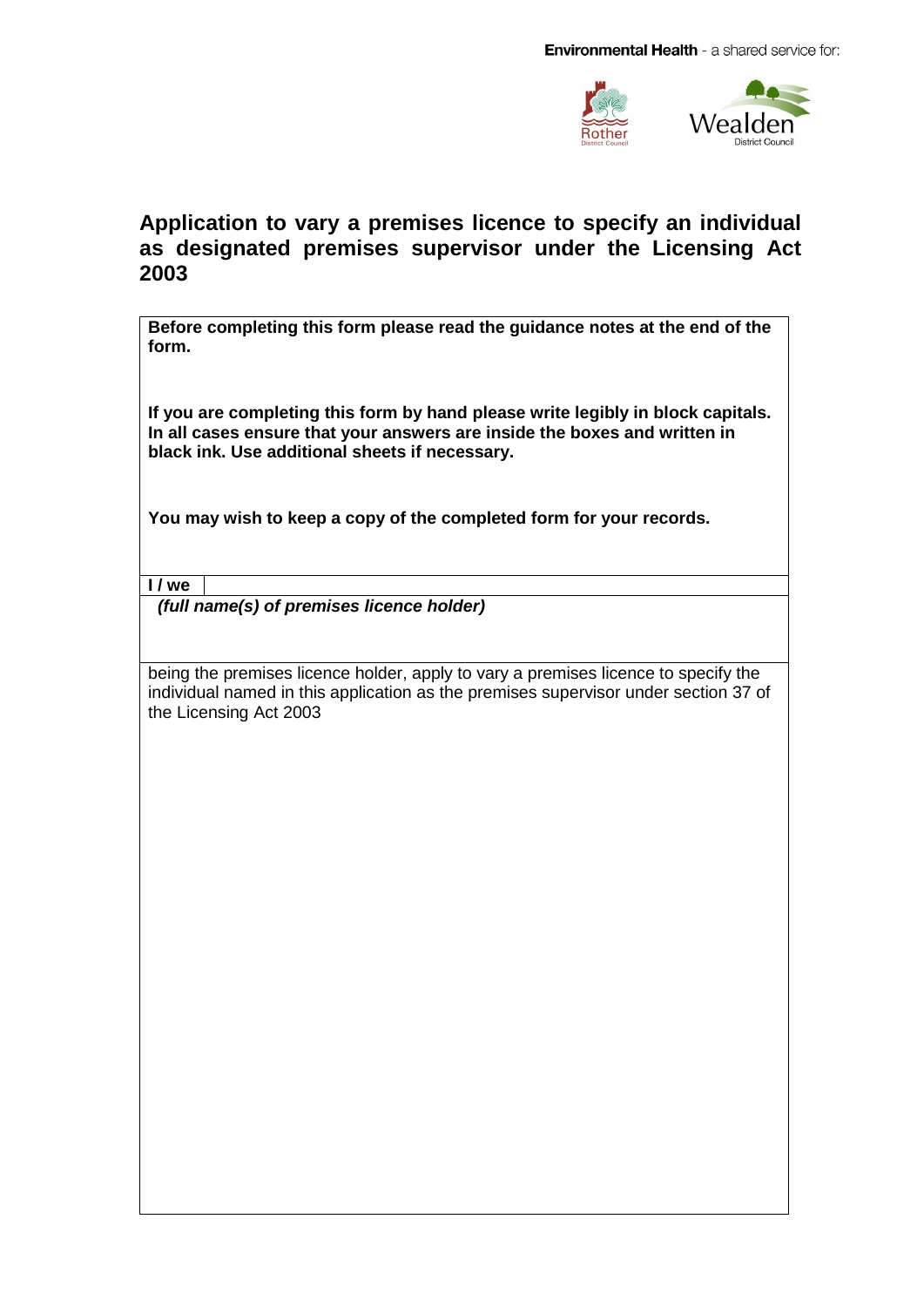Environmental Health - a shared service for:

Rother District Council

Wealden District Council

# Application to vary a premises licence to specify an individual as designated premises supervisor under the Licensing Act 2003

**Before completing this form please read the guidance notes at the end of the form.**

**If you are completing this form by hand please write legibly in block capitals. In all cases ensure that your answers are inside the boxes and written in black ink. Use additional sheets if necessary.**

**You may wish to keep a copy of the completed form for your records.**

| **I / we** | |
|---|---|

***(full name(s) of premises licence holder)***

being the premises licence holder, apply to vary a premises licence to specify the individual named in this application as the premises supervisor under section 37 of the Licensing Act 2003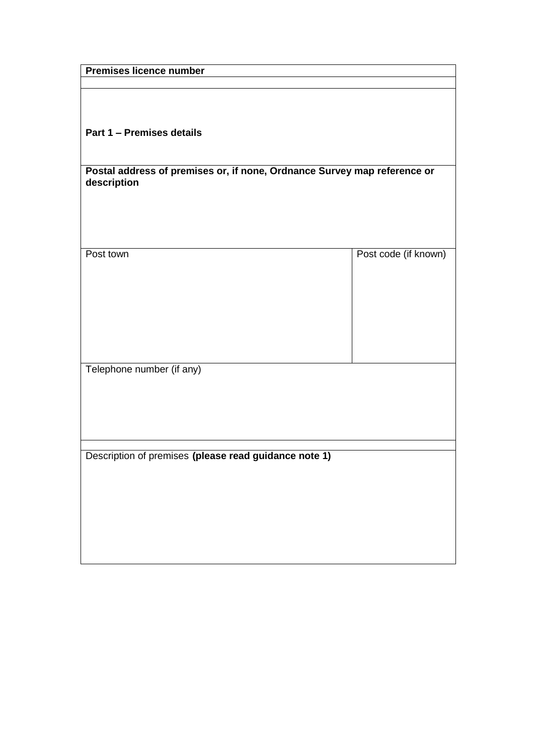| **Premises licence number** | |
|---|---|
| | |
| **Part 1 – Premises details** | |
| **Postal address of premises or, if none, Ordnance Survey map reference or description** | |
| Post town | Post code (if known) |
| Telephone number (if any) | |
| | |
| Description of premises **(please read guidance note 1)** | |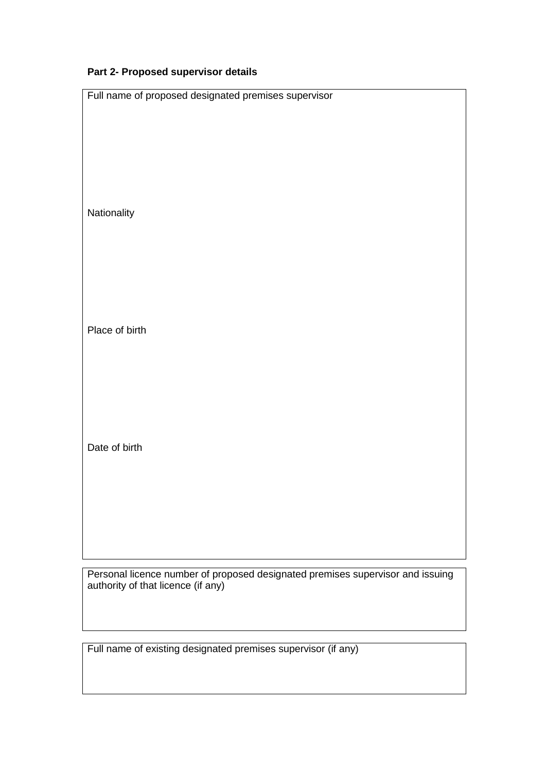**Part 2- Proposed supervisor details**

Full name of proposed designated premises supervisor

Nationality

Place of birth

Date of birth

Personal licence number of proposed designated premises supervisor and issuing authority of that licence (if any)

Full name of existing designated premises supervisor (if any)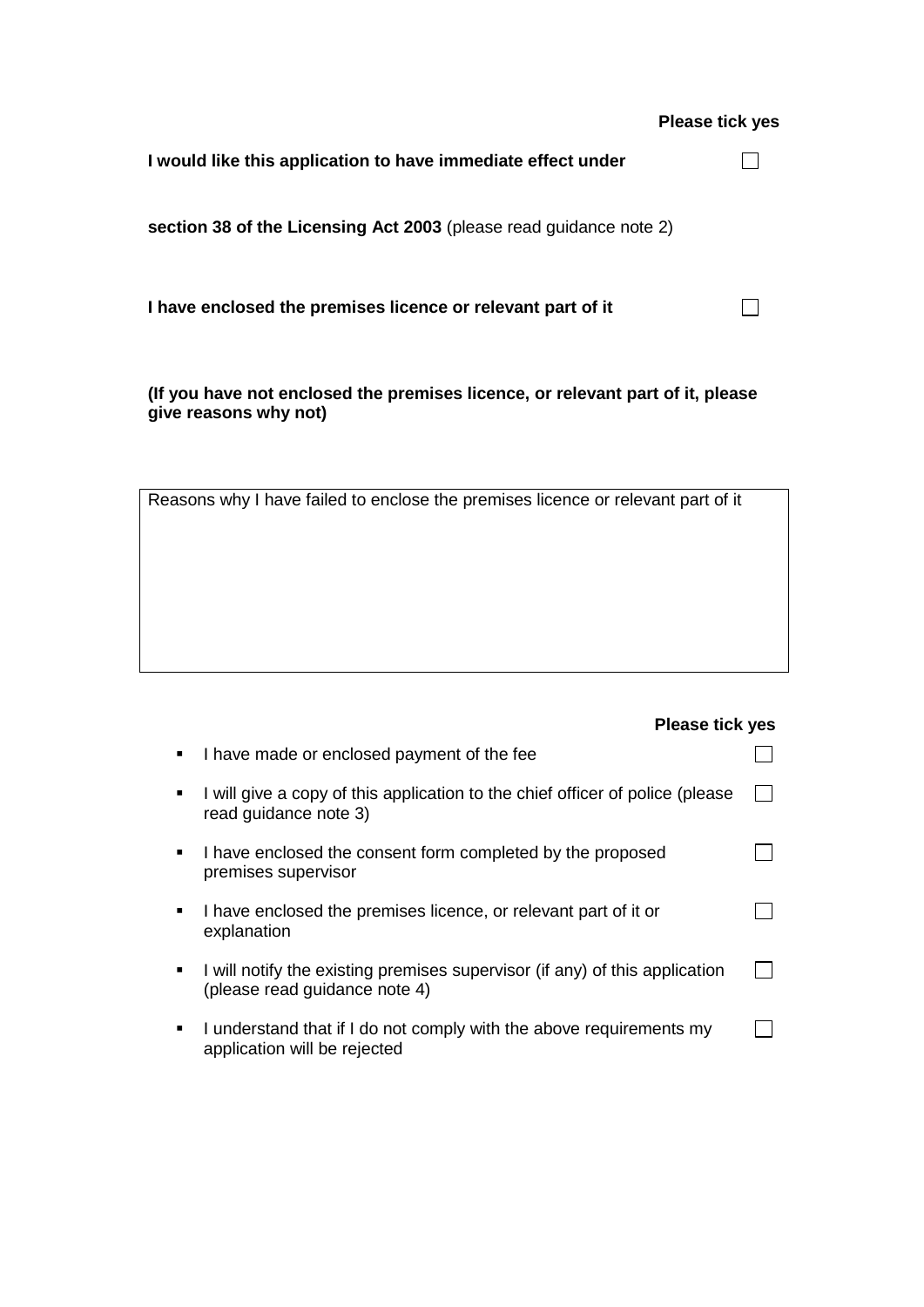**Please tick yes**

**I would like this application to have immediate effect under section 38 of the Licensing Act 2003** (please read guidance note 2) ☐

**I have enclosed the premises licence or relevant part of it** ☐

**(If you have not enclosed the premises licence, or relevant part of it, please give reasons why not)**

| Reasons why I have failed to enclose the premises licence or relevant part of it |
| --- |
| |

**Please tick yes**

- I have made or enclosed payment of the fee ☐
- I will give a copy of this application to the chief officer of police (please read guidance note 3) ☐
- I have enclosed the consent form completed by the proposed premises supervisor ☐
- I have enclosed the premises licence, or relevant part of it or explanation ☐
- I will notify the existing premises supervisor (if any) of this application (please read guidance note 4) ☐
- I understand that if I do not comply with the above requirements my application will be rejected ☐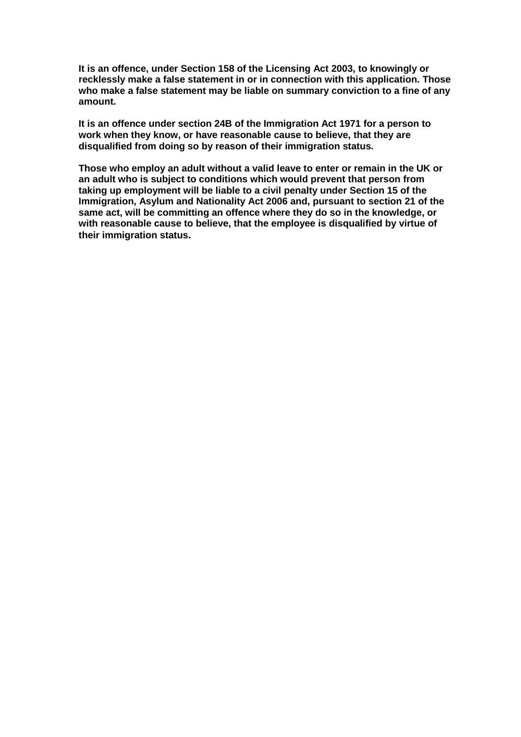**It is an offence, under Section 158 of the Licensing Act 2003, to knowingly or recklessly make a false statement in or in connection with this application. Those who make a false statement may be liable on summary conviction to a fine of any amount.**

**It is an offence under section 24B of the Immigration Act 1971 for a person to work when they know, or have reasonable cause to believe, that they are disqualified from doing so by reason of their immigration status.**

**Those who employ an adult without a valid leave to enter or remain in the UK or an adult who is subject to conditions which would prevent that person from taking up employment will be liable to a civil penalty under Section 15 of the Immigration, Asylum and Nationality Act 2006 and, pursuant to section 21 of the same act, will be committing an offence where they do so in the knowledge, or with reasonable cause to believe, that the employee is disqualified by virtue of their immigration status.**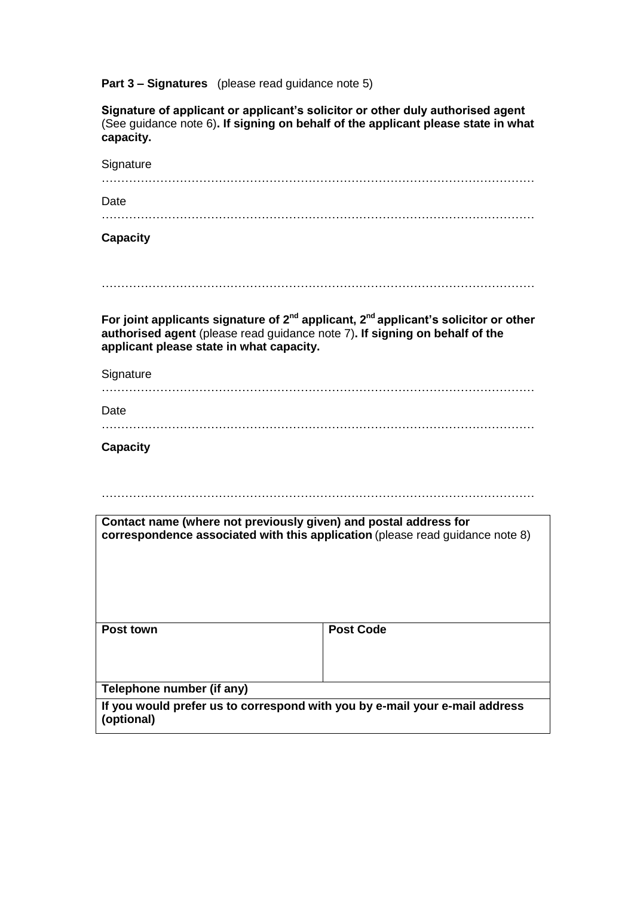**Part 3 – Signatures** (please read guidance note 5)

**Signature of applicant or applicant's solicitor or other duly authorised agent** (See guidance note 6)**. If signing on behalf of the applicant please state in what capacity.**

Signature

…………………………………………………………………………………………………

Date

…………………………………………………………………………………………………

**Capacity**

…………………………………………………………………………………………………

**For joint applicants signature of 2nd applicant, 2nd applicant's solicitor or other authorised agent** (please read guidance note 7)**. If signing on behalf of the applicant please state in what capacity.**

Signature

…………………………………………………………………………………………………

Date

…………………………………………………………………………………………………

**Capacity**

…………………………………………………………………………………………………

| **Contact name (where not previously given) and postal address for correspondence associated with this application** (please read guidance note 8) | |
|---|---|
| **Post town** | **Post Code** |
| **Telephone number (if any)** | |
| **If you would prefer us to correspond with you by e-mail your e-mail address (optional)** | |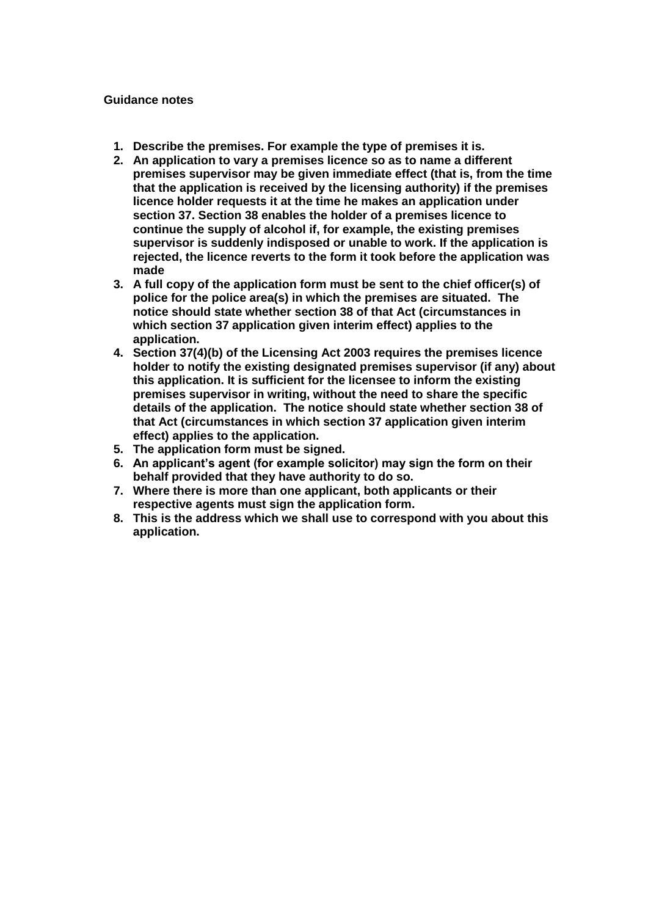**Guidance notes**

1. **Describe the premises. For example the type of premises it is.**
2. **An application to vary a premises licence so as to name a different premises supervisor may be given immediate effect (that is, from the time that the application is received by the licensing authority) if the premises licence holder requests it at the time he makes an application under section 37. Section 38 enables the holder of a premises licence to continue the supply of alcohol if, for example, the existing premises supervisor is suddenly indisposed or unable to work. If the application is rejected, the licence reverts to the form it took before the application was made**
3. **A full copy of the application form must be sent to the chief officer(s) of police for the police area(s) in which the premises are situated. The notice should state whether section 38 of that Act (circumstances in which section 37 application given interim effect) applies to the application.**
4. **Section 37(4)(b) of the Licensing Act 2003 requires the premises licence holder to notify the existing designated premises supervisor (if any) about this application. It is sufficient for the licensee to inform the existing premises supervisor in writing, without the need to share the specific details of the application. The notice should state whether section 38 of that Act (circumstances in which section 37 application given interim effect) applies to the application.**
5. **The application form must be signed.**
6. **An applicant's agent (for example solicitor) may sign the form on their behalf provided that they have authority to do so.**
7. **Where there is more than one applicant, both applicants or their respective agents must sign the application form.**
8. **This is the address which we shall use to correspond with you about this application.**